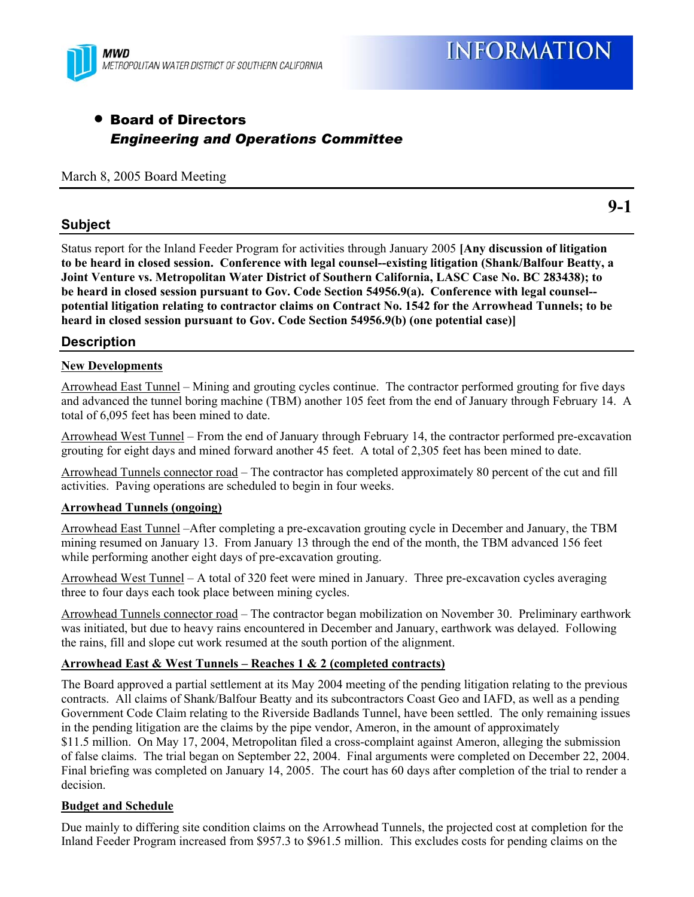MWD
METROPOLITAN WATER DISTRICT OF SOUTHERN CALIFORNIA

# INFORMATION

- **Board of Directors**
  ***Engineering and Operations Committee***

March 8, 2005 Board Meeting

**9-1**

## Subject

Status report for the Inland Feeder Program for activities through January 2005 **[Any discussion of litigation to be heard in closed session. Conference with legal counsel--existing litigation (Shank/Balfour Beatty, a Joint Venture vs. Metropolitan Water District of Southern California, LASC Case No. BC 283438); to be heard in closed session pursuant to Gov. Code Section 54956.9(a). Conference with legal counsel--potential litigation relating to contractor claims on Contract No. 1542 for the Arrowhead Tunnels; to be heard in closed session pursuant to Gov. Code Section 54956.9(b) (one potential case)]**

## Description

**New Developments**

Arrowhead East Tunnel – Mining and grouting cycles continue. The contractor performed grouting for five days and advanced the tunnel boring machine (TBM) another 105 feet from the end of January through February 14. A total of 6,095 feet has been mined to date.

Arrowhead West Tunnel – From the end of January through February 14, the contractor performed pre-excavation grouting for eight days and mined forward another 45 feet. A total of 2,305 feet has been mined to date.

Arrowhead Tunnels connector road – The contractor has completed approximately 80 percent of the cut and fill activities. Paving operations are scheduled to begin in four weeks.

**Arrowhead Tunnels (ongoing)**

Arrowhead East Tunnel –After completing a pre-excavation grouting cycle in December and January, the TBM mining resumed on January 13. From January 13 through the end of the month, the TBM advanced 156 feet while performing another eight days of pre-excavation grouting.

Arrowhead West Tunnel – A total of 320 feet were mined in January. Three pre-excavation cycles averaging three to four days each took place between mining cycles.

Arrowhead Tunnels connector road – The contractor began mobilization on November 30. Preliminary earthwork was initiated, but due to heavy rains encountered in December and January, earthwork was delayed. Following the rains, fill and slope cut work resumed at the south portion of the alignment.

**Arrowhead East & West Tunnels – Reaches 1 & 2 (completed contracts)**

The Board approved a partial settlement at its May 2004 meeting of the pending litigation relating to the previous contracts. All claims of Shank/Balfour Beatty and its subcontractors Coast Geo and IAFD, as well as a pending Government Code Claim relating to the Riverside Badlands Tunnel, have been settled. The only remaining issues in the pending litigation are the claims by the pipe vendor, Ameron, in the amount of approximately $11.5 million. On May 17, 2004, Metropolitan filed a cross-complaint against Ameron, alleging the submission of false claims. The trial began on September 22, 2004. Final arguments were completed on December 22, 2004. Final briefing was completed on January 14, 2005. The court has 60 days after completion of the trial to render a decision.

**Budget and Schedule**

Due mainly to differing site condition claims on the Arrowhead Tunnels, the projected cost at completion for the Inland Feeder Program increased from $957.3 to $961.5 million. This excludes costs for pending claims on the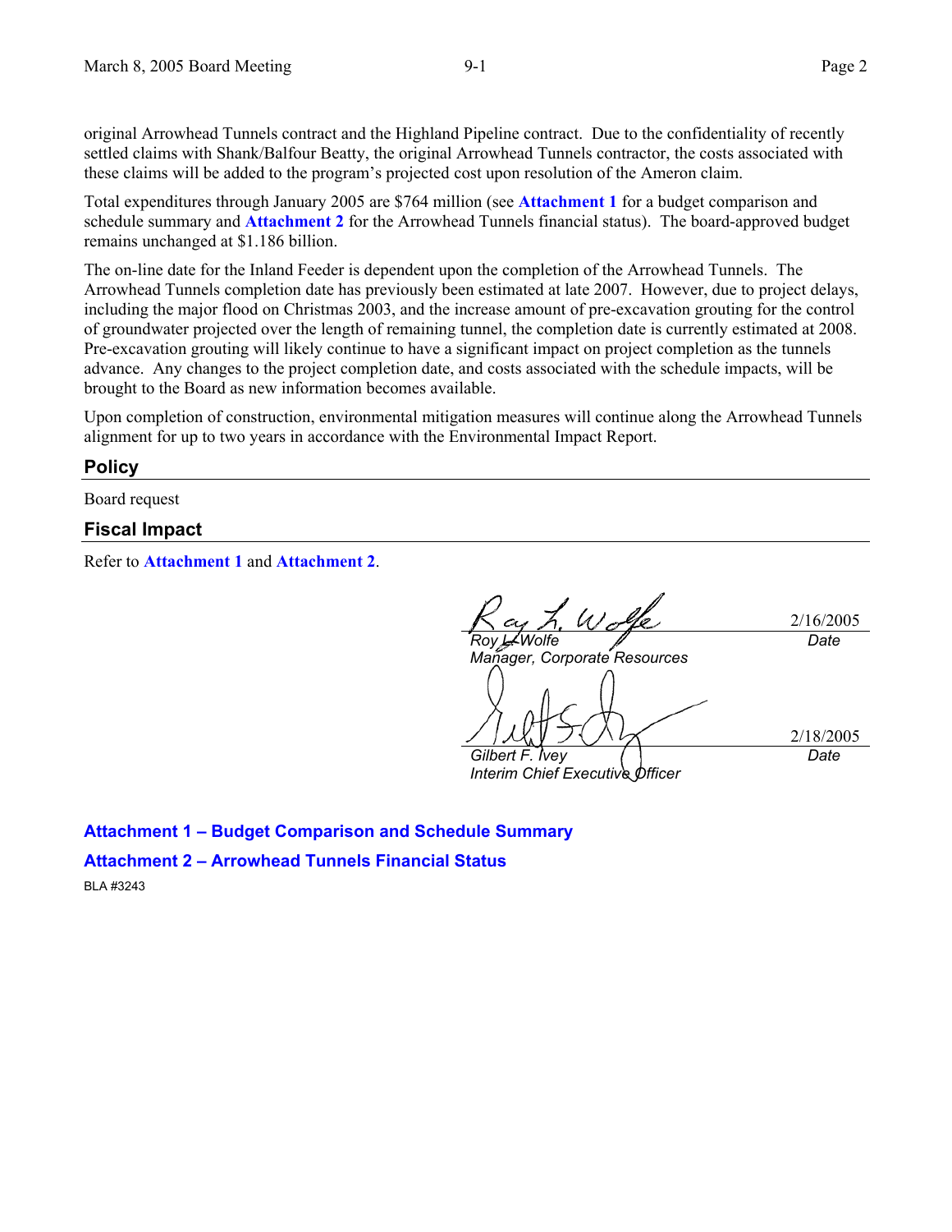original Arrowhead Tunnels contract and the Highland Pipeline contract. Due to the confidentiality of recently settled claims with Shank/Balfour Beatty, the original Arrowhead Tunnels contractor, the costs associated with these claims will be added to the program's projected cost upon resolution of the Ameron claim.

Total expenditures through January 2005 are $764 million (see **Attachment 1** for a budget comparison and schedule summary and **Attachment 2** for the Arrowhead Tunnels financial status). The board-approved budget remains unchanged at $1.186 billion.

The on-line date for the Inland Feeder is dependent upon the completion of the Arrowhead Tunnels. The Arrowhead Tunnels completion date has previously been estimated at late 2007. However, due to project delays, including the major flood on Christmas 2003, and the increase amount of pre-excavation grouting for the control of groundwater projected over the length of remaining tunnel, the completion date is currently estimated at 2008. Pre-excavation grouting will likely continue to have a significant impact on project completion as the tunnels advance. Any changes to the project completion date, and costs associated with the schedule impacts, will be brought to the Board as new information becomes available.

Upon completion of construction, environmental mitigation measures will continue along the Arrowhead Tunnels alignment for up to two years in accordance with the Environmental Impact Report.

## Policy

Board request

## Fiscal Impact

Refer to **Attachment 1** and **Attachment 2**.

| | |
|---|---|
| *Roy L. Wolfe*<br>*Manager, Corporate Resources* | 2/16/2005<br>*Date* |
| *Gilbert F. Ivey*<br>*Interim Chief Executive Officer* | 2/18/2005<br>*Date* |

**Attachment 1 – Budget Comparison and Schedule Summary**

**Attachment 2 – Arrowhead Tunnels Financial Status**

BLA #3243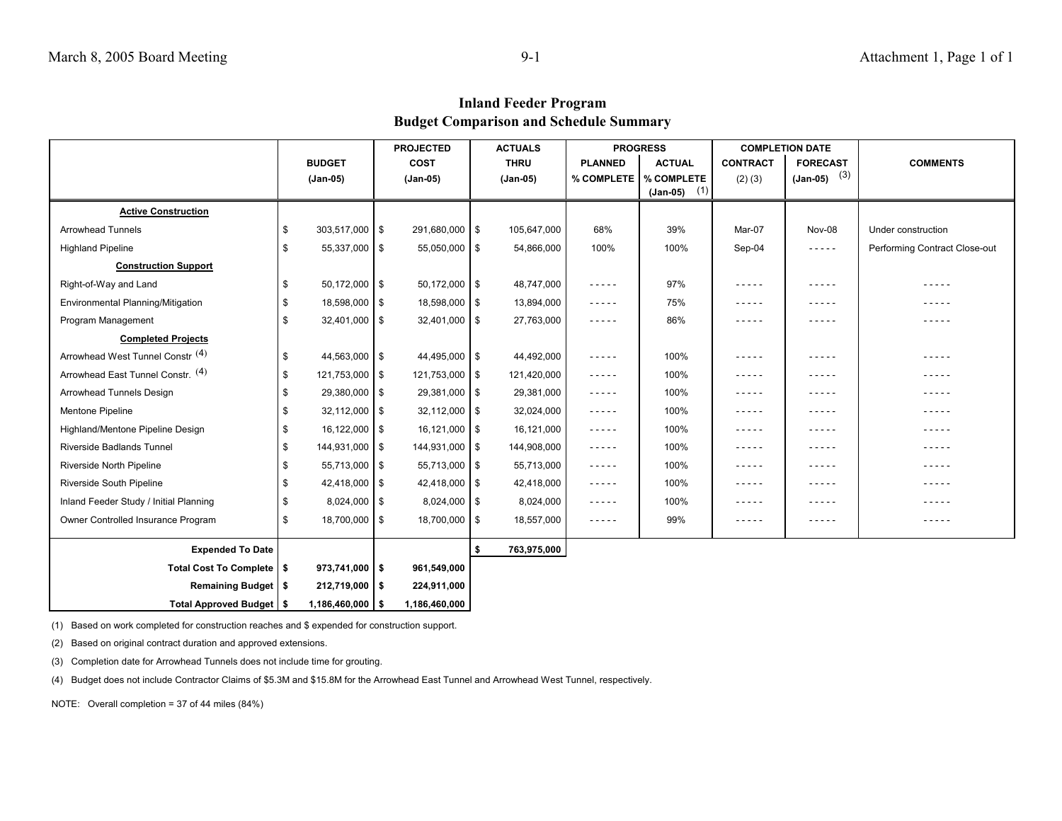## Inland Feeder Program
## Budget Comparison and Schedule Summary

| | BUDGET (Jan-05) | PROJECTED COST (Jan-05) | ACTUALS THRU (Jan-05) | PROGRESS | | COMPLETION DATE | | COMMENTS |
|---|---|---|---|---|---|---|---|---|
| | | | | PLANNED % COMPLETE | ACTUAL % COMPLETE (Jan-05) (1) | CONTRACT (2) (3) | FORECAST (Jan-05) (3) | |
| **Active Construction** | | | | | | | | |
| Arrowhead Tunnels | $ 303,517,000 | $ 291,680,000 | $ 105,647,000 | 68% | 39% | Mar-07 | Nov-08 | Under construction |
| Highland Pipeline | $ 55,337,000 | $ 55,050,000 | $ 54,866,000 | 100% | 100% | Sep-04 | ----- | Performing Contract Close-out |
| **Construction Support** | | | | | | | | |
| Right-of-Way and Land | $ 50,172,000 | $ 50,172,000 | $ 48,747,000 | ----- | 97% | ----- | ----- | ----- |
| Environmental Planning/Mitigation | $ 18,598,000 | $ 18,598,000 | $ 13,894,000 | ----- | 75% | ----- | ----- | ----- |
| Program Management | $ 32,401,000 | $ 32,401,000 | $ 27,763,000 | ----- | 86% | ----- | ----- | ----- |
| **Completed Projects** | | | | | | | | |
| Arrowhead West Tunnel Constr (4) | $ 44,563,000 | $ 44,495,000 | $ 44,492,000 | ----- | 100% | ----- | ----- | ----- |
| Arrowhead East Tunnel Constr. (4) | $ 121,753,000 | $ 121,753,000 | $ 121,420,000 | ----- | 100% | ----- | ----- | ----- |
| Arrowhead Tunnels Design | $ 29,380,000 | $ 29,381,000 | $ 29,381,000 | ----- | 100% | ----- | ----- | ----- |
| Mentone Pipeline | $ 32,112,000 | $ 32,112,000 | $ 32,024,000 | ----- | 100% | ----- | ----- | ----- |
| Highland/Mentone Pipeline Design | $ 16,122,000 | $ 16,121,000 | $ 16,121,000 | ----- | 100% | ----- | ----- | ----- |
| Riverside Badlands Tunnel | $ 144,931,000 | $ 144,931,000 | $ 144,908,000 | ----- | 100% | ----- | ----- | ----- |
| Riverside North Pipeline | $ 55,713,000 | $ 55,713,000 | $ 55,713,000 | ----- | 100% | ----- | ----- | ----- |
| Riverside South Pipeline | $ 42,418,000 | $ 42,418,000 | $ 42,418,000 | ----- | 100% | ----- | ----- | ----- |
| Inland Feeder Study / Initial Planning | $ 8,024,000 | $ 8,024,000 | $ 8,024,000 | ----- | 100% | ----- | ----- | ----- |
| Owner Controlled Insurance Program | $ 18,700,000 | $ 18,700,000 | $ 18,557,000 | ----- | 99% | ----- | ----- | ----- |
| **Expended To Date** | | | **$ 763,975,000** | | | | | |
| **Total Cost To Complete** | **$ 973,741,000** | **$ 961,549,000** | | | | | | |
| **Remaining Budget** | **$ 212,719,000** | **$ 224,911,000** | | | | | | |
| **Total Approved Budget** | **$ 1,186,460,000** | **$ 1,186,460,000** | | | | | | |

(1) Based on work completed for construction reaches and $ expended for construction support.

(2) Based on original contract duration and approved extensions.

(3) Completion date for Arrowhead Tunnels does not include time for grouting.

(4) Budget does not include Contractor Claims of $5.3M and $15.8M for the Arrowhead East Tunnel and Arrowhead West Tunnel, respectively.

NOTE: Overall completion = 37 of 44 miles (84%)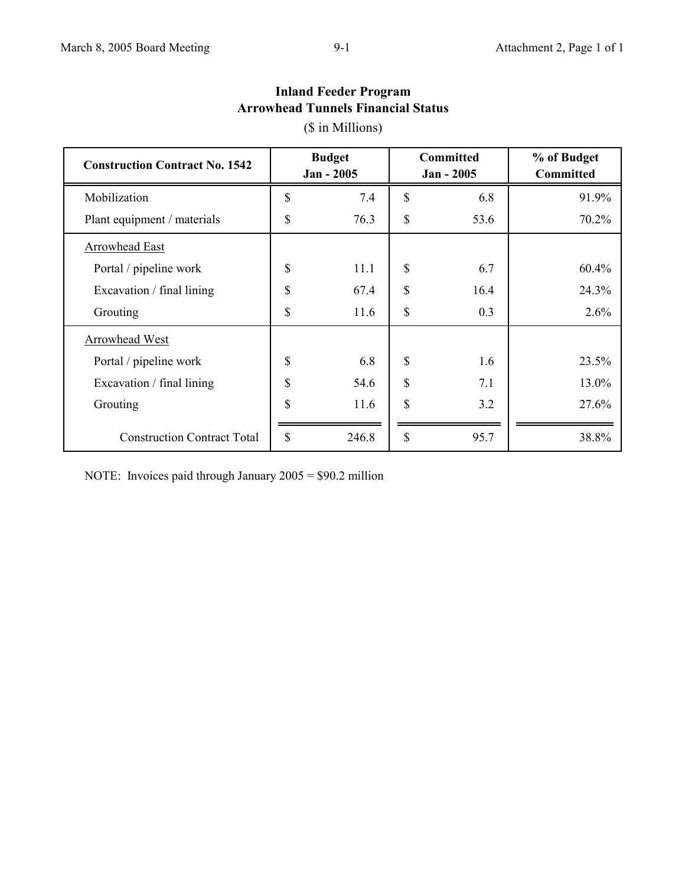# Inland Feeder Program
## Arrowhead Tunnels Financial Status

($ in Millions)

| Construction Contract No. 1542 | Budget Jan - 2005 | Committed Jan - 2005 | % of Budget Committed |
|---|---|---|---|
| Mobilization | $ 7.4 | $ 6.8 | 91.9% |
| Plant equipment / materials | $ 76.3 | $ 53.6 | 70.2% |
| Arrowhead East | | | |
| Portal / pipeline work | $ 11.1 | $ 6.7 | 60.4% |
| Excavation / final lining | $ 67.4 | $ 16.4 | 24.3% |
| Grouting | $ 11.6 | $ 0.3 | 2.6% |
| Arrowhead West | | | |
| Portal / pipeline work | $ 6.8 | $ 1.6 | 23.5% |
| Excavation / final lining | $ 54.6 | $ 7.1 | 13.0% |
| Grouting | $ 11.6 | $ 3.2 | 27.6% |
| Construction Contract Total | $ 246.8 | $ 95.7 | 38.8% |

NOTE: Invoices paid through January 2005 = $90.2 million